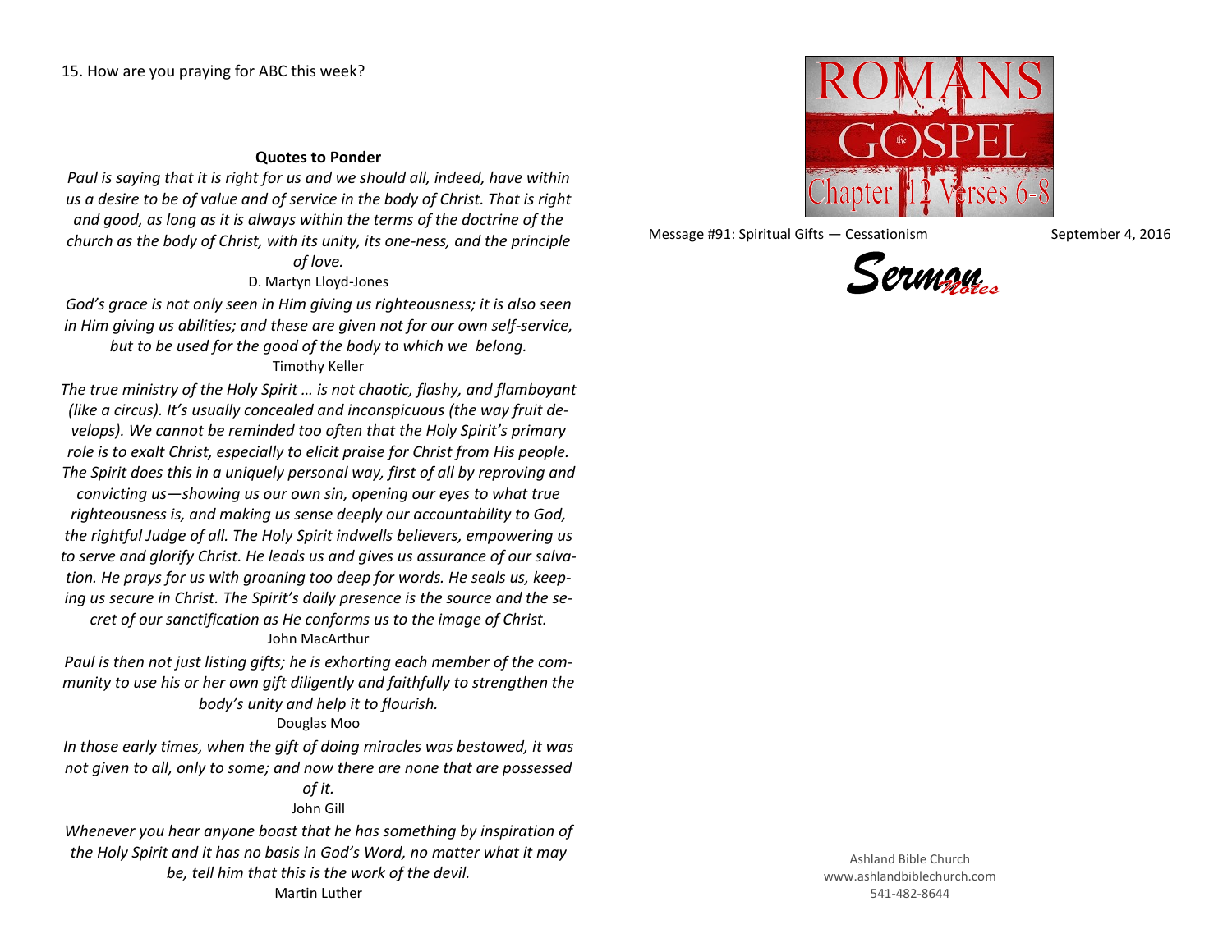15. How are you praying for ABC this week?

**Quotes to Ponder**

*Paul is saying that it is right for us and we should all, indeed, have within us a desire to be of value and of service in the body of Christ. That is right and good, as long as it is always within the terms of the doctrine of the church as the body of Christ, with its unity, its one-ness, and the principle of love.*

D. Martyn Lloyd-Jones

*God's grace is not only seen in Him giving us righteousness; it is also seen in Him giving us abilities; and these are given not for our own self-service, but to be used for the good of the body to which we belong.*

Timothy Keller

*The true ministry of the Holy Spirit … is not chaotic, flashy, and flamboyant (like a circus). It's usually concealed and inconspicuous (the way fruit develops). We cannot be reminded too often that the Holy Spirit's primary role is to exalt Christ, especially to elicit praise for Christ from His people. The Spirit does this in a uniquely personal way, first of all by reproving and convicting us—showing us our own sin, opening our eyes to what true righteousness is, and making us sense deeply our accountability to God, the rightful Judge of all. The Holy Spirit indwells believers, empowering us to serve and glorify Christ. He leads us and gives us assurance of our salvation. He prays for us with groaning too deep for words. He seals us, keeping us secure in Christ. The Spirit's daily presence is the source and the secret of our sanctification as He conforms us to the image of Christ.*

John MacArthur

*Paul is then not just listing gifts; he is exhorting each member of the community to use his or her own gift diligently and faithfully to strengthen the body's unity and help it to flourish.*

Douglas Moo

*In those early times, when the gift of doing miracles was bestowed, it was not given to all, only to some; and now there are none that are possessed of it.*

John Gill

*Whenever you hear anyone boast that he has something by inspiration of the Holy Spirit and it has no basis in God's Word, no matter what it may be, tell him that this is the work of the devil.*

Martin Luther

# ROMANS
## the GOSPEL
### Chapter 12 Verses 6-8

Message #91: Spiritual Gifts — Cessationism

September 4, 2016

**Sermon Notes**

Ashland Bible Church
www.ashlandbiblechurch.com
541-482-8644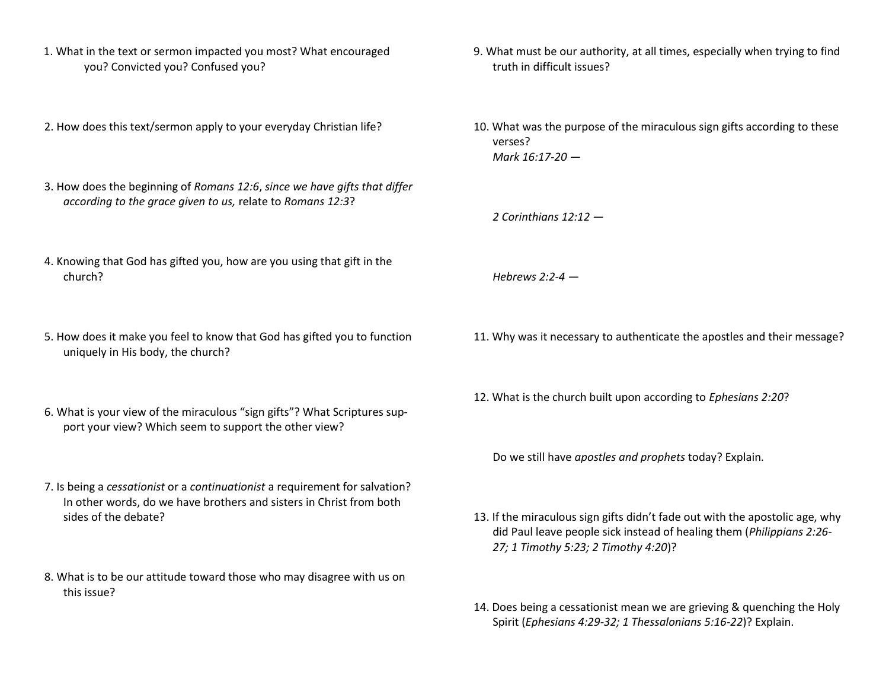1. What in the text or sermon impacted you most? What encouraged you? Convicted you? Confused you?

2. How does this text/sermon apply to your everyday Christian life?

3. How does the beginning of *Romans 12:6*, *since we have gifts that differ according to the grace given to us,* relate to *Romans 12:3*?

4. Knowing that God has gifted you, how are you using that gift in the church?

5. How does it make you feel to know that God has gifted you to function uniquely in His body, the church?

6. What is your view of the miraculous "sign gifts"? What Scriptures support your view? Which seem to support the other view?

7. Is being a *cessationist* or a *continuationist* a requirement for salvation? In other words, do we have brothers and sisters in Christ from both sides of the debate?

8. What is to be our attitude toward those who may disagree with us on this issue?

9. What must be our authority, at all times, especially when trying to find truth in difficult issues?

10. What was the purpose of the miraculous sign gifts according to these verses?

    *Mark 16:17-20 —*

    *2 Corinthians 12:12 —*

    *Hebrews 2:2-4 —*

11. Why was it necessary to authenticate the apostles and their message?

12. What is the church built upon according to *Ephesians 2:20*?

    Do we still have *apostles and prophets* today? Explain.

13. If the miraculous sign gifts didn't fade out with the apostolic age, why did Paul leave people sick instead of healing them (*Philippians 2:26-27; 1 Timothy 5:23; 2 Timothy 4:20*)?

14. Does being a cessationist mean we are grieving & quenching the Holy Spirit (*Ephesians 4:29-32; 1 Thessalonians 5:16-22*)? Explain.